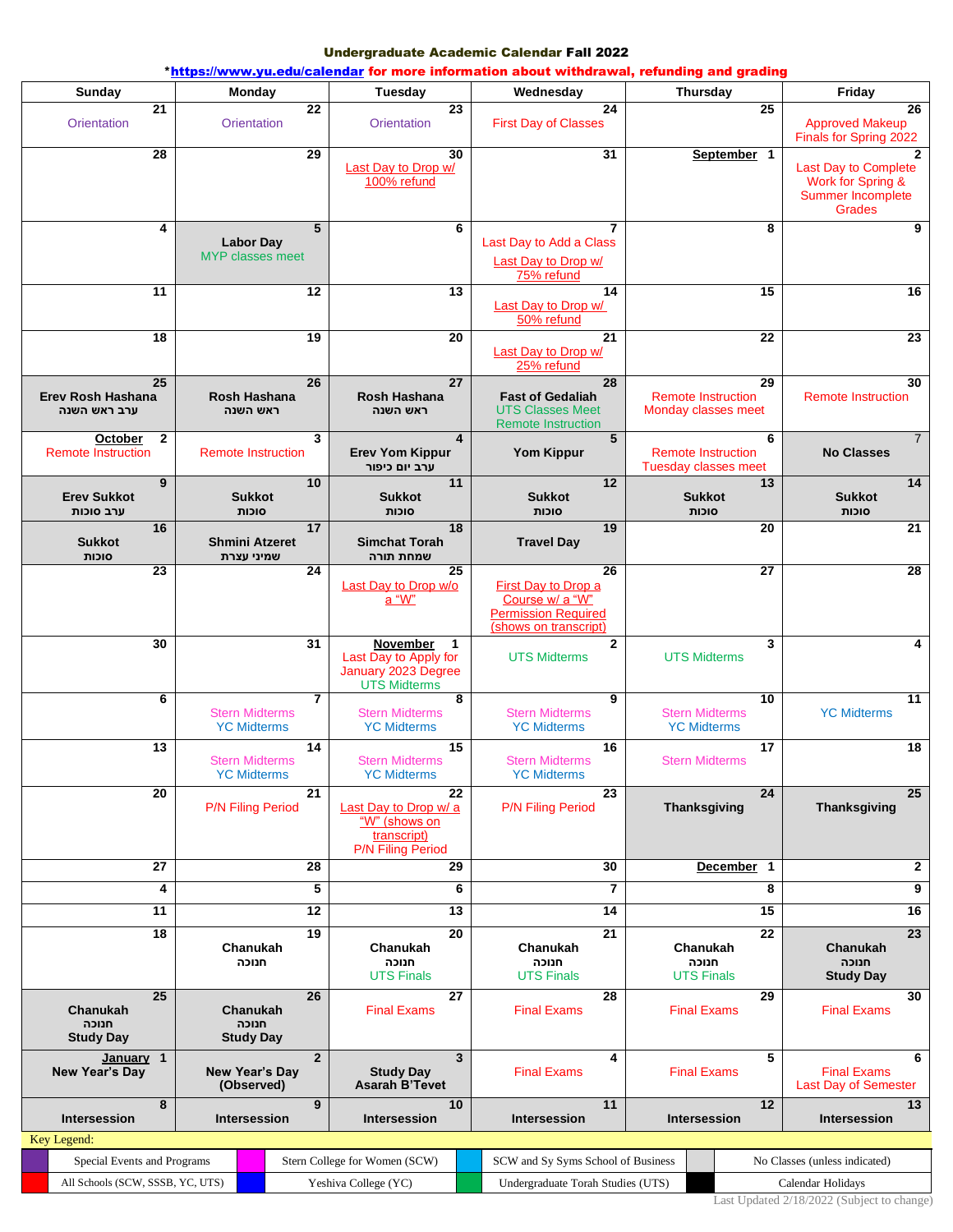# Undergraduate Academic Calendar Fall 2022

*https://www.yu.edu/calendar for more information about withdrawal, refunding and grading

| Sunday | Monday | Tuesday | Wednesday | Thursday | Friday |
|---|---|---|---|---|---|
| 21 Orientation | 22 Orientation | 23 Orientation | 24 First Day of Classes | 25 | 26 Approved Makeup Finals for Spring 2022 |
| 28 | 29 | 30 Last Day to Drop w/ 100% refund | 31 | September 1 | 2 Last Day to Complete Work for Spring & Summer Incomplete Grades |
| 4 | 5 **Labor Day** MYP classes meet | 6 | 7 Last Day to Add a Class; Last Day to Drop w/ 75% refund | 8 | 9 |
| 11 | 12 | 13 | 14 Last Day to Drop w/ 50% refund | 15 | 16 |
| 18 | 19 | 20 | 21 Last Day to Drop w/ 25% refund | 22 | 23 |
| 25 **Erev Rosh Hashana** **ערב ראש השנה** | 26 **Rosh Hashana** **ראש השנה** | 27 **Rosh Hashana** **ראש השנה** | 28 **Fast of Gedaliah** UTS Classes Meet Remote Instruction | 29 Remote Instruction Monday classes meet | 30 Remote Instruction |
| October 2 Remote Instruction | 3 Remote Instruction | 4 **Erev Yom Kippur** **ערב יום כיפור** | 5 **Yom Kippur** | 6 Remote Instruction Tuesday classes meet | 7 **No Classes** |
| 9 **Erev Sukkot** **ערב סוכות** | 10 **Sukkot** **סוכות** | 11 **Sukkot** **סוכות** | 12 **Sukkot** **סוכות** | 13 **Sukkot** **סוכות** | 14 **Sukkot** **סוכות** |
| 16 **Sukkot** **סוכות** | 17 **Shmini Atzeret** **שמיני עצרת** | 18 **Simchat Torah** **שמחת תורה** | 19 **Travel Day** | 20 | 21 |
| 23 | 24 | 25 Last Day to Drop w/o a "W" | 26 First Day to Drop a Course w/ a "W" Permission Required (shows on transcript) | 27 | 28 |
| 30 | 31 | November 1 Last Day to Apply for January 2023 Degree; UTS Midterms | 2 UTS Midterms | 3 UTS Midterms | 4 |
| 6 | 7 Stern Midterms; YC Midterms | 8 Stern Midterms; YC Midterms | 9 Stern Midterms; YC Midterms | 10 Stern Midterms; YC Midterms | 11 YC Midterms |
| 13 | 14 Stern Midterms; YC Midterms | 15 Stern Midterms; YC Midterms | 16 Stern Midterms; YC Midterms | 17 Stern Midterms | 18 |
| 20 | 21 P/N Filing Period | 22 Last Day to Drop w/ a "W" (shows on transcript); P/N Filing Period | 23 P/N Filing Period | 24 **Thanksgiving** | 25 **Thanksgiving** |
| 27 | 28 | 29 | 30 | December 1 | 2 |
| 4 | 5 | 6 | 7 | 8 | 9 |
| 11 | 12 | 13 | 14 | 15 | 16 |
| 18 | 19 **Chanukah** **חנוכה** | 20 **Chanukah** **חנוכה** UTS Finals | 21 **Chanukah** **חנוכה** UTS Finals | 22 **Chanukah** **חנוכה** UTS Finals | 23 **Chanukah** **חנוכה** **Study Day** |
| 25 **Chanukah** **חנוכה** **Study Day** | 26 **Chanukah** **חנוכה** **Study Day** | 27 Final Exams | 28 Final Exams | 29 Final Exams | 30 Final Exams |
| January 1 **New Year's Day** | 2 **New Year's Day (Observed)** | 3 **Study Day** **Asarah B'Tevet** | 4 Final Exams | 5 Final Exams | 6 Final Exams; Last Day of Semester |
| 8 **Intersession** | 9 **Intersession** | 10 **Intersession** | 11 **Intersession** | 12 **Intersession** | 13 **Intersession** |

Key Legend:

| Color | Meaning | Color | Meaning | Color | Meaning | Color | Meaning |
|---|---|---|---|---|---|---|---|
| Purple | Special Events and Programs | Pink | Stern College for Women (SCW) | Light Blue | SCW and Sy Syms School of Business | Gray | No Classes (unless indicated) |
| Red | All Schools (SCW, SSSB, YC, UTS) | Blue | Yeshiva College (YC) | Green | Undergraduate Torah Studies (UTS) | Black | Calendar Holidays |

Last Updated 2/18/2022 (Subject to change)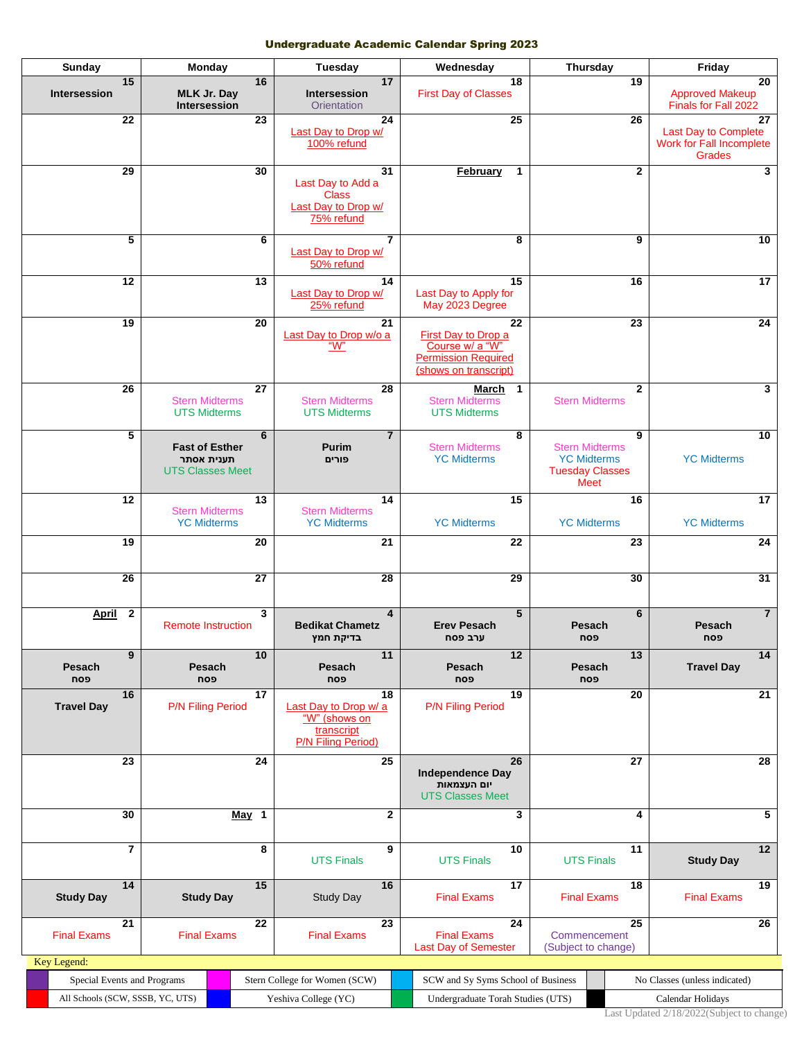# Undergraduate Academic Calendar Spring 2023

| Sunday | Monday | Tuesday | Wednesday | Thursday | Friday |
|---|---|---|---|---|---|
| 15 Intersession | 16 MLK Jr. Day Intersession | 17 Intersession Orientation | 18 First Day of Classes | 19 | 20 Approved Makeup Finals for Fall 2022 |
| 22 | 23 | 24 Last Day to Drop w/ 100% refund | 25 | 26 | 27 Last Day to Complete Work for Fall Incomplete Grades |
| 29 | 30 | 31 Last Day to Add a Class Last Day to Drop w/ 75% refund | February 1 | 2 | 3 |
| 5 | 6 | 7 Last Day to Drop w/ 50% refund | 8 | 9 | 10 |
| 12 | 13 | 14 Last Day to Drop w/ 25% refund | 15 Last Day to Apply for May 2023 Degree | 16 | 17 |
| 19 | 20 | 21 Last Day to Drop w/o a "W" | 22 First Day to Drop a Course w/ a "W" Permission Required (shows on transcript) | 23 | 24 |
| 26 | 27 Stern Midterms UTS Midterms | 28 Stern Midterms UTS Midterms | March 1 Stern Midterms UTS Midterms | 2 Stern Midterms | 3 |
| 5 | 6 Fast of Esther תענית אסתר UTS Classes Meet | 7 Purim פורים | 8 Stern Midterms YC Midterms | 9 Stern Midterms YC Midterms Tuesday Classes Meet | 10 YC Midterms |
| 12 | 13 Stern Midterms YC Midterms | 14 Stern Midterms YC Midterms | 15 YC Midterms | 16 YC Midterms | 17 YC Midterms |
| 19 | 20 | 21 | 22 | 23 | 24 |
| 26 | 27 | 28 | 29 | 30 | 31 |
| April 2 | 3 Remote Instruction | 4 Bedikat Chametz בדיקת חמץ | 5 Erev Pesach ערב פסח | 6 Pesach פסח | 7 Pesach פסח |
| 9 Pesach פסח | 10 Pesach פסח | 11 Pesach פסח | 12 Pesach פסח | 13 Pesach פסח | 14 Travel Day |
| 16 Travel Day | 17 P/N Filing Period | 18 Last Day to Drop w/ a "W" (shows on transcript P/N Filing Period) | 19 P/N Filing Period | 20 | 21 |
| 23 | 24 | 25 | 26 Independence Day יום העצמאות UTS Classes Meet | 27 | 28 |
| 30 | May 1 | 2 | 3 | 4 | 5 |
| 7 | 8 | 9 UTS Finals | 10 UTS Finals | 11 UTS Finals | 12 Study Day |
| 14 Study Day | 15 Study Day | 16 Study Day | 17 Final Exams | 18 Final Exams | 19 Final Exams |
| 21 Final Exams | 22 Final Exams | 23 Final Exams | 24 Final Exams Last Day of Semester | 25 Commencement (Subject to change) | 26 |

Key Legend:

| | | |
|---|---|---|
| Special Events and Programs (purple) | Stern College for Women (SCW) (magenta) | SCW and Sy Syms School of Business (light blue) |
| No Classes (unless indicated) (gray) | All Schools (SCW, SSSB, YC, UTS) (red) | Yeshiva College (YC) (blue) |
| Undergraduate Torah Studies (UTS) (green) | Calendar Holidays (black) | |

Last Updated 2/18/2022(Subject to change)